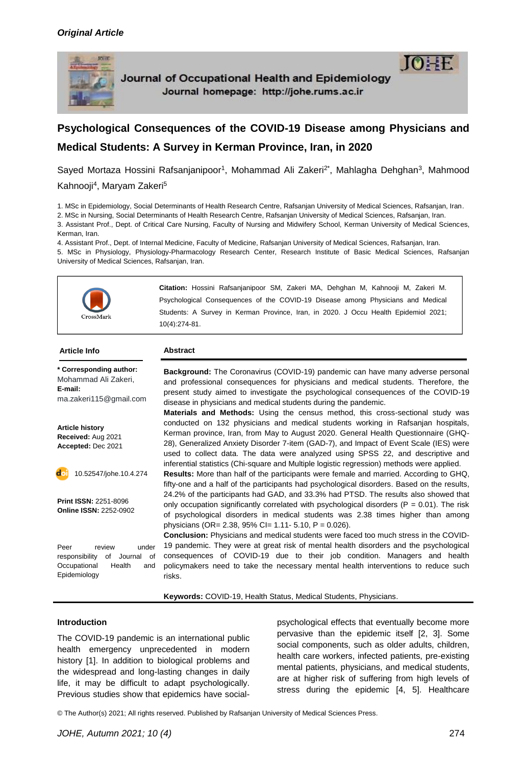*Original Article*

Journal of Occupational Health and Epidemiology
Journal homepage: http://johe.rums.ac.ir

# Psychological Consequences of the COVID-19 Disease among Physicians and Medical Students: A Survey in Kerman Province, Iran, in 2020

Sayed Mortaza Hossini Rafsanjanipoor[1], Mohammad Ali Zakeri[2*], Mahlagha Dehghan[3], Mahmood Kahnooji[4], Maryam Zakeri[5]

1. MSc in Epidemiology, Social Determinants of Health Research Centre, Rafsanjan University of Medical Sciences, Rafsanjan, Iran.
2. MSc in Nursing, Social Determinants of Health Research Centre, Rafsanjan University of Medical Sciences, Rafsanjan, Iran.
3. Assistant Prof., Dept. of Critical Care Nursing, Faculty of Nursing and Midwifery School, Kerman University of Medical Sciences, Kerman, Iran.
4. Assistant Prof., Dept. of Internal Medicine, Faculty of Medicine, Rafsanjan University of Medical Sciences, Rafsanjan, Iran.
5. MSc in Physiology, Physiology-Pharmacology Research Center, Research Institute of Basic Medical Sciences, Rafsanjan University of Medical Sciences, Rafsanjan, Iran.

**Citation:** Hossini Rafsanjanipoor SM, Zakeri MA, Dehghan M, Kahnooji M, Zakeri M. Psychological Consequences of the COVID-19 Disease among Physicians and Medical Students: A Survey in Kerman Province, Iran, in 2020. J Occu Health Epidemiol 2021; 10(4):274-81.

**Article Info**

**\* Corresponding author:**
Mohammad Ali Zakeri,
**E-mail:**
ma.zakeri115@gmail.com

**Article history**
**Received:** Aug 2021
**Accepted:** Dec 2021

10.52547/johe.10.4.274

**Print ISSN:** 2251-8096
**Online ISSN:** 2252-0902

Peer review under responsibility of Journal of Occupational Health and Epidemiology

**Abstract**

**Background:** The Coronavirus (COVID-19) pandemic can have many adverse personal and professional consequences for physicians and medical students. Therefore, the present study aimed to investigate the psychological consequences of the COVID-19 disease in physicians and medical students during the pandemic.

**Materials and Methods:** Using the census method, this cross-sectional study was conducted on 132 physicians and medical students working in Rafsanjan hospitals, Kerman province, Iran, from May to August 2020. General Health Questionnaire (GHQ-28), Generalized Anxiety Disorder 7-item (GAD-7), and Impact of Event Scale (IES) were used to collect data. The data were analyzed using SPSS 22, and descriptive and inferential statistics (Chi-square and Multiple logistic regression) methods were applied.

**Results:** More than half of the participants were female and married. According to GHQ, fifty-one and a half of the participants had psychological disorders. Based on the results, 24.2% of the participants had GAD, and 33.3% had PTSD. The results also showed that only occupation significantly correlated with psychological disorders ($P = 0.01$). The risk of psychological disorders in medical students was 2.38 times higher than among physicians (OR= 2.38, 95% CI= 1.11- 5.10, $P = 0.026$).

**Conclusion:** Physicians and medical students were faced too much stress in the COVID-19 pandemic. They were at great risk of mental health disorders and the psychological consequences of COVID-19 due to their job condition. Managers and health policymakers need to take the necessary mental health interventions to reduce such risks.

**Keywords:** COVID-19, Health Status, Medical Students, Physicians.

## Introduction

The COVID-19 pandemic is an international public health emergency unprecedented in modern history [1]. In addition to biological problems and the widespread and long-lasting changes in daily life, it may be difficult to adapt psychologically. Previous studies show that epidemics have social-psychological effects that eventually become more pervasive than the epidemic itself [2, 3]. Some social components, such as older adults, children, health care workers, infected patients, pre-existing mental patients, physicians, and medical students, are at higher risk of suffering from high levels of stress during the epidemic [4, 5]. Healthcare

© The Author(s) 2021; All rights reserved. Published by Rafsanjan University of Medical Sciences Press.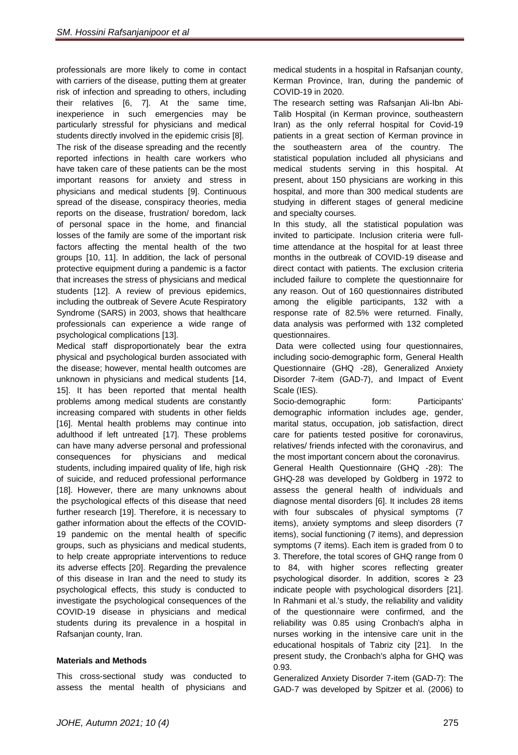professionals are more likely to come in contact with carriers of the disease, putting them at greater risk of infection and spreading to others, including their relatives [6, 7]. At the same time, inexperience in such emergencies may be particularly stressful for physicians and medical students directly involved in the epidemic crisis [8].

The risk of the disease spreading and the recently reported infections in health care workers who have taken care of these patients can be the most important reasons for anxiety and stress in physicians and medical students [9]. Continuous spread of the disease, conspiracy theories, media reports on the disease, frustration/ boredom, lack of personal space in the home, and financial losses of the family are some of the important risk factors affecting the mental health of the two groups [10, 11]. In addition, the lack of personal protective equipment during a pandemic is a factor that increases the stress of physicians and medical students [12]. A review of previous epidemics, including the outbreak of Severe Acute Respiratory Syndrome (SARS) in 2003, shows that healthcare professionals can experience a wide range of psychological complications [13].

Medical staff disproportionately bear the extra physical and psychological burden associated with the disease; however, mental health outcomes are unknown in physicians and medical students [14, 15]. It has been reported that mental health problems among medical students are constantly increasing compared with students in other fields [16]. Mental health problems may continue into adulthood if left untreated [17]. These problems can have many adverse personal and professional consequences for physicians and medical students, including impaired quality of life, high risk of suicide, and reduced professional performance [18]. However, there are many unknowns about the psychological effects of this disease that need further research [19]. Therefore, it is necessary to gather information about the effects of the COVID-19 pandemic on the mental health of specific groups, such as physicians and medical students, to help create appropriate interventions to reduce its adverse effects [20]. Regarding the prevalence of this disease in Iran and the need to study its psychological effects, this study is conducted to investigate the psychological consequences of the COVID-19 disease in physicians and medical students during its prevalence in a hospital in Rafsanjan county, Iran.

**Materials and Methods**

This cross-sectional study was conducted to assess the mental health of physicians and medical students in a hospital in Rafsanjan county, Kerman Province, Iran, during the pandemic of COVID-19 in 2020.

The research setting was Rafsanjan Ali-Ibn Abi-Talib Hospital (in Kerman province, southeastern Iran) as the only referral hospital for Covid-19 patients in a great section of Kerman province in the southeastern area of the country. The statistical population included all physicians and medical students serving in this hospital. At present, about 150 physicians are working in this hospital, and more than 300 medical students are studying in different stages of general medicine and specialty courses.

In this study, all the statistical population was invited to participate. Inclusion criteria were full-time attendance at the hospital for at least three months in the outbreak of COVID-19 disease and direct contact with patients. The exclusion criteria included failure to complete the questionnaire for any reason. Out of 160 questionnaires distributed among the eligible participants, 132 with a response rate of 82.5% were returned. Finally, data analysis was performed with 132 completed questionnaires.

Data were collected using four questionnaires, including socio-demographic form, General Health Questionnaire (GHQ -28), Generalized Anxiety Disorder 7-item (GAD-7), and Impact of Event Scale (IES).

Socio-demographic form: Participants' demographic information includes age, gender, marital status, occupation, job satisfaction, direct care for patients tested positive for coronavirus, relatives/ friends infected with the coronavirus, and the most important concern about the coronavirus.

General Health Questionnaire (GHQ -28): The GHQ-28 was developed by Goldberg in 1972 to assess the general health of individuals and diagnose mental disorders [6]. It includes 28 items with four subscales of physical symptoms (7 items), anxiety symptoms and sleep disorders (7 items), social functioning (7 items), and depression symptoms (7 items). Each item is graded from 0 to 3. Therefore, the total scores of GHQ range from 0 to 84, with higher scores reflecting greater psychological disorder. In addition, scores ≥ 23 indicate people with psychological disorders [21]. In Rahmani et al.'s study, the reliability and validity of the questionnaire were confirmed, and the reliability was 0.85 using Cronbach's alpha in nurses working in the intensive care unit in the educational hospitals of Tabriz city [21]. In the present study, the Cronbach's alpha for GHQ was 0.93.

Generalized Anxiety Disorder 7-item (GAD-7): The GAD-7 was developed by Spitzer et al. (2006) to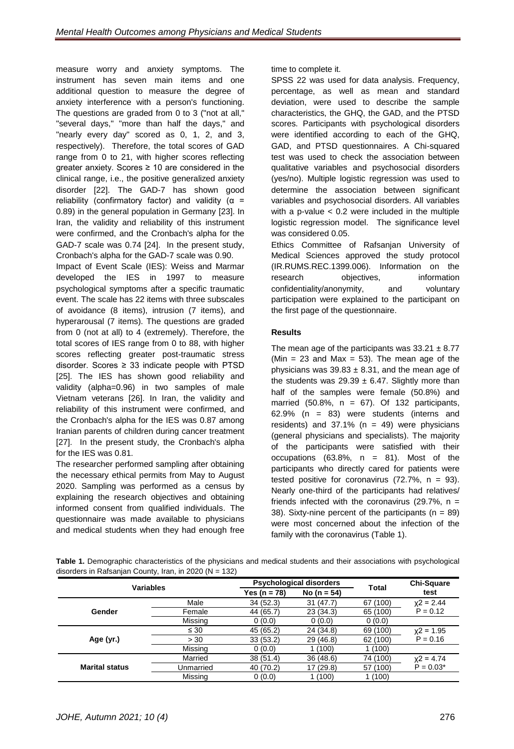measure worry and anxiety symptoms. The instrument has seven main items and one additional question to measure the degree of anxiety interference with a person's functioning. The questions are graded from 0 to 3 ("not at all," "several days," "more than half the days," and "nearly every day" scored as 0, 1, 2, and 3, respectively). Therefore, the total scores of GAD range from 0 to 21, with higher scores reflecting greater anxiety. Scores ≥ 10 are considered in the clinical range, i.e., the positive generalized anxiety disorder [22]. The GAD-7 has shown good reliability (confirmatory factor) and validity ($\alpha$ = 0.89) in the general population in Germany [23]. In Iran, the validity and reliability of this instrument were confirmed, and the Cronbach's alpha for the GAD-7 scale was 0.74 [24]. In the present study, Cronbach's alpha for the GAD-7 scale was 0.90.

Impact of Event Scale (IES): Weiss and Marmar developed the IES in 1997 to measure psychological symptoms after a specific traumatic event. The scale has 22 items with three subscales of avoidance (8 items), intrusion (7 items), and hyperarousal (7 items). The questions are graded from 0 (not at all) to 4 (extremely). Therefore, the total scores of IES range from 0 to 88, with higher scores reflecting greater post-traumatic stress disorder. Scores ≥ 33 indicate people with PTSD [25]. The IES has shown good reliability and validity (alpha=0.96) in two samples of male Vietnam veterans [26]. In Iran, the validity and reliability of this instrument were confirmed, and the Cronbach's alpha for the IES was 0.87 among Iranian parents of children during cancer treatment [27]. In the present study, the Cronbach's alpha for the IES was 0.81.

The researcher performed sampling after obtaining the necessary ethical permits from May to August 2020. Sampling was performed as a census by explaining the research objectives and obtaining informed consent from qualified individuals. The questionnaire was made available to physicians and medical students when they had enough free time to complete it.

SPSS 22 was used for data analysis. Frequency, percentage, as well as mean and standard deviation, were used to describe the sample characteristics, the GHQ, the GAD, and the PTSD scores. Participants with psychological disorders were identified according to each of the GHQ, GAD, and PTSD questionnaires. A Chi-squared test was used to check the association between qualitative variables and psychosocial disorders (yes/no). Multiple logistic regression was used to determine the association between significant variables and psychosocial disorders. All variables with a p-value < 0.2 were included in the multiple logistic regression model. The significance level was considered 0.05.

Ethics Committee of Rafsanjan University of Medical Sciences approved the study protocol (IR.RUMS.REC.1399.006). Information on the research objectives, information confidentiality/anonymity, and voluntary participation were explained to the participant on the first page of the questionnaire.

## Results

The mean age of the participants was 33.21 ± 8.77 (Min = 23 and Max = 53). The mean age of the physicians was 39.83 ± 8.31, and the mean age of the students was 29.39 ± 6.47. Slightly more than half of the samples were female (50.8%) and married (50.8%, n = 67). Of 132 participants, 62.9% (n = 83) were students (interns and residents) and 37.1% (n = 49) were physicians (general physicians and specialists). The majority of the participants were satisfied with their occupations (63.8%, n = 81). Most of the participants who directly cared for patients were tested positive for coronavirus (72.7%, n = 93). Nearly one-third of the participants had relatives/ friends infected with the coronavirus (29.7%, n = 38). Sixty-nine percent of the participants (n = 89) were most concerned about the infection of the family with the coronavirus (Table 1).

**Table 1.** Demographic characteristics of the physicians and medical students and their associations with psychological disorders in Rafsanjan County, Iran, in 2020 (N = 132)

| Variables | | Psychological disorders | | Total | Chi-Square test |
|---|---|---|---|---|---|
| | | Yes (n = 78) | No (n = 54) | | |
| **Gender** | Male | 34 (52.3) | 31 (47.7) | 67 (100) | $\chi^2$ = 2.44 P = 0.12 |
| | Female | 44 (65.7) | 23 (34.3) | 65 (100) | |
| | Missing | 0 (0.0) | 0 (0.0) | 0 (0.0) | |
| **Age (yr.)** | ≤ 30 | 45 (65.2) | 24 (34.8) | 69 (100) | $\chi^2$ = 1.95 P = 0.16 |
| | > 30 | 33 (53.2) | 29 (46.8) | 62 (100) | |
| | Missing | 0 (0.0) | 1 (100) | 1 (100) | |
| **Marital status** | Married | 38 (51.4) | 36 (48.6) | 74 (100) | $\chi^2$ = 4.74 P = 0.03* |
| | Unmarried | 40 (70.2) | 17 (29.8) | 57 (100) | |
| | Missing | 0 (0.0) | 1 (100) | 1 (100) | |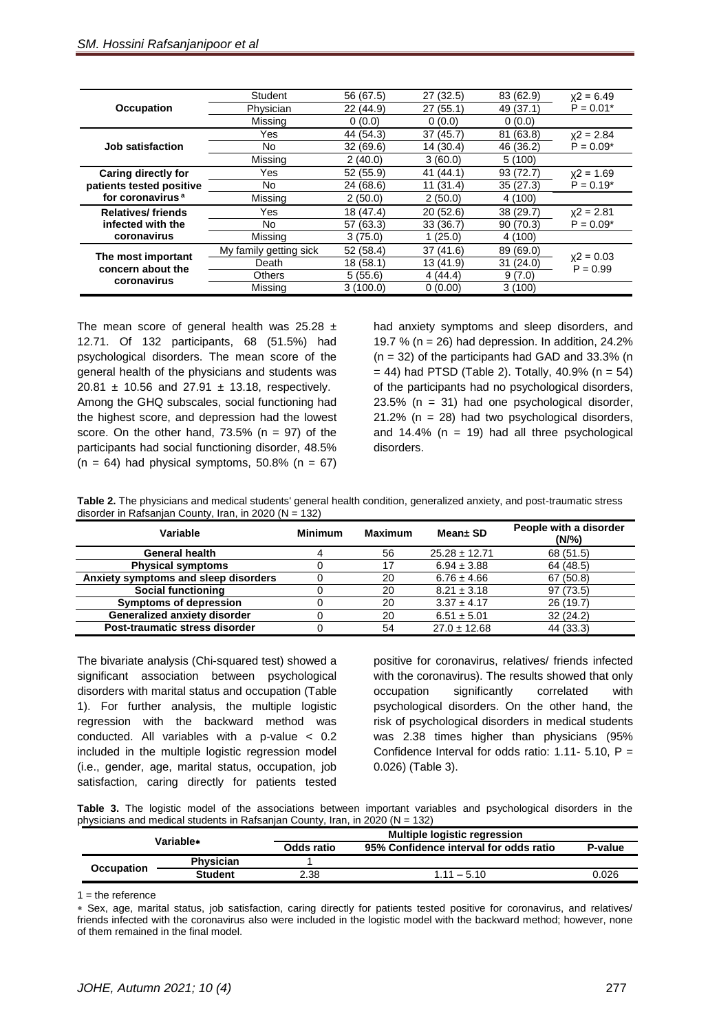| | | | | | |
|---|---|---|---|---|---|
| **Occupation** | Student | 56 (67.5) | 27 (32.5) | 83 (62.9) | $\chi2 = 6.49$ $P = 0.01$* |
| | Physician | 22 (44.9) | 27 (55.1) | 49 (37.1) | |
| | Missing | 0 (0.0) | 0 (0.0) | 0 (0.0) | |
| **Job satisfaction** | Yes | 44 (54.3) | 37 (45.7) | 81 (63.8) | $\chi2 = 2.84$ $P = 0.09$* |
| | No | 32 (69.6) | 14 (30.4) | 46 (36.2) | |
| | Missing | 2 (40.0) | 3 (60.0) | 5 (100) | |
| **Caring directly for patients tested positive for coronavirus** [a] | Yes | 52 (55.9) | 41 (44.1) | 93 (72.7) | $\chi2 = 1.69$ $P = 0.19$* |
| | No | 24 (68.6) | 11 (31.4) | 35 (27.3) | |
| | Missing | 2 (50.0) | 2 (50.0) | 4 (100) | |
| **Relatives/ friends infected with the coronavirus** | Yes | 18 (47.4) | 20 (52.6) | 38 (29.7) | $\chi2 = 2.81$ $P = 0.09$* |
| | No | 57 (63.3) | 33 (36.7) | 90 (70.3) | |
| | Missing | 3 (75.0) | 1 (25.0) | 4 (100) | |
| **The most important concern about the coronavirus** | My family getting sick | 52 (58.4) | 37 (41.6) | 89 (69.0) | $\chi2 = 0.03$ $P = 0.99$ |
| | Death | 18 (58.1) | 13 (41.9) | 31 (24.0) | |
| | Others | 5 (55.6) | 4 (44.4) | 9 (7.0) | |
| | Missing | 3 (100.0) | 0 (0.00) | 3 (100) | |

The mean score of general health was 25.28 ± 12.71. Of 132 participants, 68 (51.5%) had psychological disorders. The mean score of the general health of the physicians and students was 20.81 ± 10.56 and 27.91 ± 13.18, respectively. Among the GHQ subscales, social functioning had the highest score, and depression had the lowest score. On the other hand, 73.5% (n = 97) of the participants had social functioning disorder, 48.5% (n = 64) had physical symptoms, 50.8% (n = 67) had anxiety symptoms and sleep disorders, and 19.7 % (n = 26) had depression. In addition, 24.2% (n = 32) of the participants had GAD and 33.3% (n = 44) had PTSD (Table 2). Totally, 40.9% (n = 54) of the participants had no psychological disorders, 23.5% (n = 31) had one psychological disorder, 21.2% (n = 28) had two psychological disorders, and 14.4% (n = 19) had all three psychological disorders.

**Table 2.** The physicians and medical students' general health condition, generalized anxiety, and post-traumatic stress disorder in Rafsanjan County, Iran, in 2020 (N = 132)

| Variable | Minimum | Maximum | Mean± SD | People with a disorder (N/%) |
|---|---|---|---|---|
| **General health** | 4 | 56 | 25.28 ± 12.71 | 68 (51.5) |
| **Physical symptoms** | 0 | 17 | 6.94 ± 3.88 | 64 (48.5) |
| **Anxiety symptoms and sleep disorders** | 0 | 20 | 6.76 ± 4.66 | 67 (50.8) |
| **Social functioning** | 0 | 20 | 8.21 ± 3.18 | 97 (73.5) |
| **Symptoms of depression** | 0 | 20 | 3.37 ± 4.17 | 26 (19.7) |
| **Generalized anxiety disorder** | 0 | 20 | 6.51 ± 5.01 | 32 (24.2) |
| **Post-traumatic stress disorder** | 0 | 54 | 27.0 ± 12.68 | 44 (33.3) |

The bivariate analysis (Chi-squared test) showed a significant association between psychological disorders with marital status and occupation (Table 1). For further analysis, the multiple logistic regression with the backward method was conducted. All variables with a p-value < 0.2 included in the multiple logistic regression model (i.e., gender, age, marital status, occupation, job satisfaction, caring directly for patients tested positive for coronavirus, relatives/ friends infected with the coronavirus). The results showed that only occupation significantly correlated with psychological disorders. On the other hand, the risk of psychological disorders in medical students was 2.38 times higher than physicians (95% Confidence Interval for odds ratio: 1.11- 5.10, P = 0.026) (Table 3).

**Table 3.** The logistic model of the associations between important variables and psychological disorders in the physicians and medical students in Rafsanjan County, Iran, in 2020 (N = 132)

| Variable* | | Multiple logistic regression | | |
|---|---|---|---|---|
| | | Odds ratio | 95% Confidence interval for odds ratio | P-value |
| **Occupation** | **Physician** | 1 | | |
| | **Student** | 2.38 | 1.11 – 5.10 | 0.026 |

1 = the reference

* Sex, age, marital status, job satisfaction, caring directly for patients tested positive for coronavirus, and relatives/ friends infected with the coronavirus also were included in the logistic model with the backward method; however, none of them remained in the final model.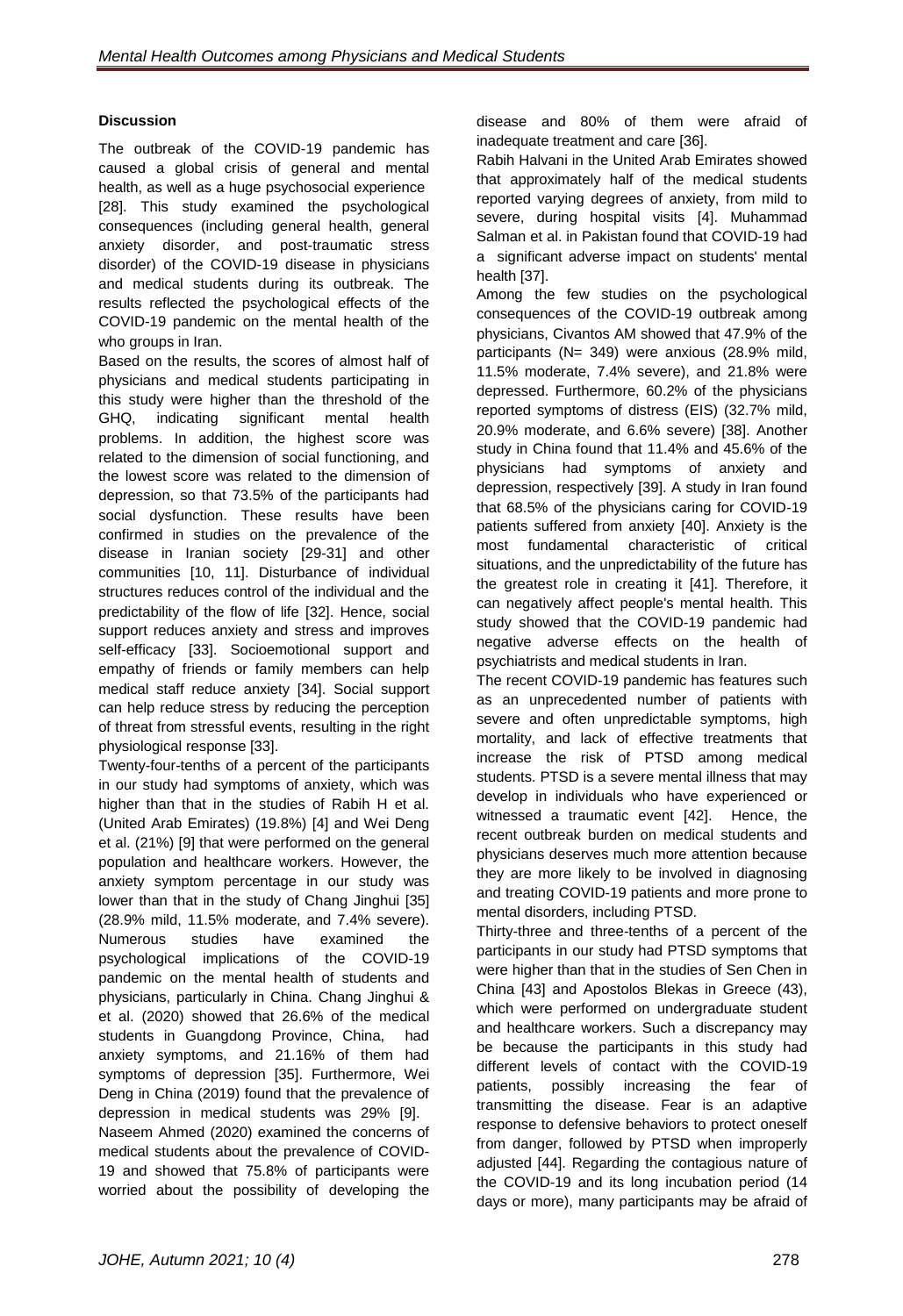### Discussion

The outbreak of the COVID-19 pandemic has caused a global crisis of general and mental health, as well as a huge psychosocial experience [28]. This study examined the psychological consequences (including general health, general anxiety disorder, and post-traumatic stress disorder) of the COVID-19 disease in physicians and medical students during its outbreak. The results reflected the psychological effects of the COVID-19 pandemic on the mental health of the who groups in Iran.

Based on the results, the scores of almost half of physicians and medical students participating in this study were higher than the threshold of the GHQ, indicating significant mental health problems. In addition, the highest score was related to the dimension of social functioning, and the lowest score was related to the dimension of depression, so that 73.5% of the participants had social dysfunction. These results have been confirmed in studies on the prevalence of the disease in Iranian society [29-31] and other communities [10, 11]. Disturbance of individual structures reduces control of the individual and the predictability of the flow of life [32]. Hence, social support reduces anxiety and stress and improves self-efficacy [33]. Socioemotional support and empathy of friends or family members can help medical staff reduce anxiety [34]. Social support can help reduce stress by reducing the perception of threat from stressful events, resulting in the right physiological response [33].

Twenty-four-tenths of a percent of the participants in our study had symptoms of anxiety, which was higher than that in the studies of Rabih H et al. (United Arab Emirates) (19.8%) [4] and Wei Deng et al. (21%) [9] that were performed on the general population and healthcare workers. However, the anxiety symptom percentage in our study was lower than that in the study of Chang Jinghui [35] (28.9% mild, 11.5% moderate, and 7.4% severe). Numerous studies have examined the psychological implications of the COVID-19 pandemic on the mental health of students and physicians, particularly in China. Chang Jinghui & et al. (2020) showed that 26.6% of the medical students in Guangdong Province, China, had anxiety symptoms, and 21.16% of them had symptoms of depression [35]. Furthermore, Wei Deng in China (2019) found that the prevalence of depression in medical students was 29% [9].

Naseem Ahmed (2020) examined the concerns of medical students about the prevalence of COVID-19 and showed that 75.8% of participants were worried about the possibility of developing the disease and 80% of them were afraid of inadequate treatment and care [36].

Rabih Halvani in the United Arab Emirates showed that approximately half of the medical students reported varying degrees of anxiety, from mild to severe, during hospital visits [4]. Muhammad Salman et al. in Pakistan found that COVID-19 had a significant adverse impact on students' mental health [37].

Among the few studies on the psychological consequences of the COVID-19 outbreak among physicians, Civantos AM showed that 47.9% of the participants (N= 349) were anxious (28.9% mild, 11.5% moderate, 7.4% severe), and 21.8% were depressed. Furthermore, 60.2% of the physicians reported symptoms of distress (EIS) (32.7% mild, 20.9% moderate, and 6.6% severe) [38]. Another study in China found that 11.4% and 45.6% of the physicians had symptoms of anxiety and depression, respectively [39]. A study in Iran found that 68.5% of the physicians caring for COVID-19 patients suffered from anxiety [40]. Anxiety is the most fundamental characteristic of critical situations, and the unpredictability of the future has the greatest role in creating it [41]. Therefore, it can negatively affect people's mental health. This study showed that the COVID-19 pandemic had negative adverse effects on the health of psychiatrists and medical students in Iran.

The recent COVID-19 pandemic has features such as an unprecedented number of patients with severe and often unpredictable symptoms, high mortality, and lack of effective treatments that increase the risk of PTSD among medical students. PTSD is a severe mental illness that may develop in individuals who have experienced or witnessed a traumatic event [42]. Hence, the recent outbreak burden on medical students and physicians deserves much more attention because they are more likely to be involved in diagnosing and treating COVID-19 patients and more prone to mental disorders, including PTSD.

Thirty-three and three-tenths of a percent of the participants in our study had PTSD symptoms that were higher than that in the studies of Sen Chen in China [43] and Apostolos Blekas in Greece (43), which were performed on undergraduate student and healthcare workers. Such a discrepancy may be because the participants in this study had different levels of contact with the COVID-19 patients, possibly increasing the fear of transmitting the disease. Fear is an adaptive response to defensive behaviors to protect oneself from danger, followed by PTSD when improperly adjusted [44]. Regarding the contagious nature of the COVID-19 and its long incubation period (14 days or more), many participants may be afraid of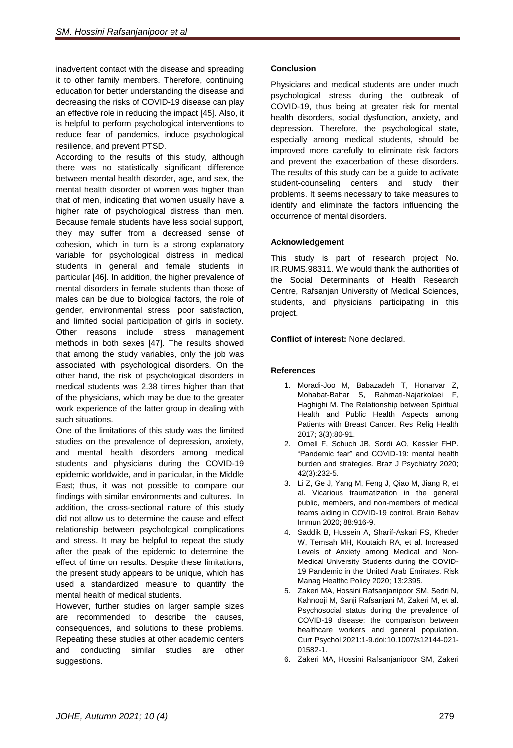inadvertent contact with the disease and spreading it to other family members. Therefore, continuing education for better understanding the disease and decreasing the risks of COVID-19 disease can play an effective role in reducing the impact [45]. Also, it is helpful to perform psychological interventions to reduce fear of pandemics, induce psychological resilience, and prevent PTSD.

According to the results of this study, although there was no statistically significant difference between mental health disorder, age, and sex, the mental health disorder of women was higher than that of men, indicating that women usually have a higher rate of psychological distress than men. Because female students have less social support, they may suffer from a decreased sense of cohesion, which in turn is a strong explanatory variable for psychological distress in medical students in general and female students in particular [46]. In addition, the higher prevalence of mental disorders in female students than those of males can be due to biological factors, the role of gender, environmental stress, poor satisfaction, and limited social participation of girls in society. Other reasons include stress management methods in both sexes [47]. The results showed that among the study variables, only the job was associated with psychological disorders. On the other hand, the risk of psychological disorders in medical students was 2.38 times higher than that of the physicians, which may be due to the greater work experience of the latter group in dealing with such situations.

One of the limitations of this study was the limited studies on the prevalence of depression, anxiety, and mental health disorders among medical students and physicians during the COVID-19 epidemic worldwide, and in particular, in the Middle East; thus, it was not possible to compare our findings with similar environments and cultures. In addition, the cross-sectional nature of this study did not allow us to determine the cause and effect relationship between psychological complications and stress. It may be helpful to repeat the study after the peak of the epidemic to determine the effect of time on results. Despite these limitations, the present study appears to be unique, which has used a standardized measure to quantify the mental health of medical students.

However, further studies on larger sample sizes are recommended to describe the causes, consequences, and solutions to these problems. Repeating these studies at other academic centers and conducting similar studies are other suggestions.

### Conclusion

Physicians and medical students are under much psychological stress during the outbreak of COVID-19, thus being at greater risk for mental health disorders, social dysfunction, anxiety, and depression. Therefore, the psychological state, especially among medical students, should be improved more carefully to eliminate risk factors and prevent the exacerbation of these disorders. The results of this study can be a guide to activate student-counseling centers and study their problems. It seems necessary to take measures to identify and eliminate the factors influencing the occurrence of mental disorders.

### Acknowledgement

This study is part of research project No. IR.RUMS.98311. We would thank the authorities of the Social Determinants of Health Research Centre, Rafsanjan University of Medical Sciences, students, and physicians participating in this project.

**Conflict of interest:** None declared.

### References

1. Moradi-Joo M, Babazadeh T, Honarvar Z, Mohabat-Bahar S, Rahmati-Najarkolaei F, Haghighi M. The Relationship between Spiritual Health and Public Health Aspects among Patients with Breast Cancer. Res Relig Health 2017; 3(3):80-91.
2. Ornell F, Schuch JB, Sordi AO, Kessler FHP. "Pandemic fear" and COVID-19: mental health burden and strategies. Braz J Psychiatry 2020; 42(3):232-5.
3. Li Z, Ge J, Yang M, Feng J, Qiao M, Jiang R, et al. Vicarious traumatization in the general public, members, and non-members of medical teams aiding in COVID-19 control. Brain Behav Immun 2020; 88:916-9.
4. Saddik B, Hussein A, Sharif-Askari FS, Kheder W, Temsah MH, Koutaich RA, et al. Increased Levels of Anxiety among Medical and Non-Medical University Students during the COVID-19 Pandemic in the United Arab Emirates. Risk Manag Healthc Policy 2020; 13:2395.
5. Zakeri MA, Hossini Rafsanjanipoor SM, Sedri N, Kahnooji M, Sanji Rafsanjani M, Zakeri M, et al. Psychosocial status during the prevalence of COVID-19 disease: the comparison between healthcare workers and general population. Curr Psychol 2021:1-9.doi:10.1007/s12144-021-01582-1.
6. Zakeri MA, Hossini Rafsanjanipoor SM, Zakeri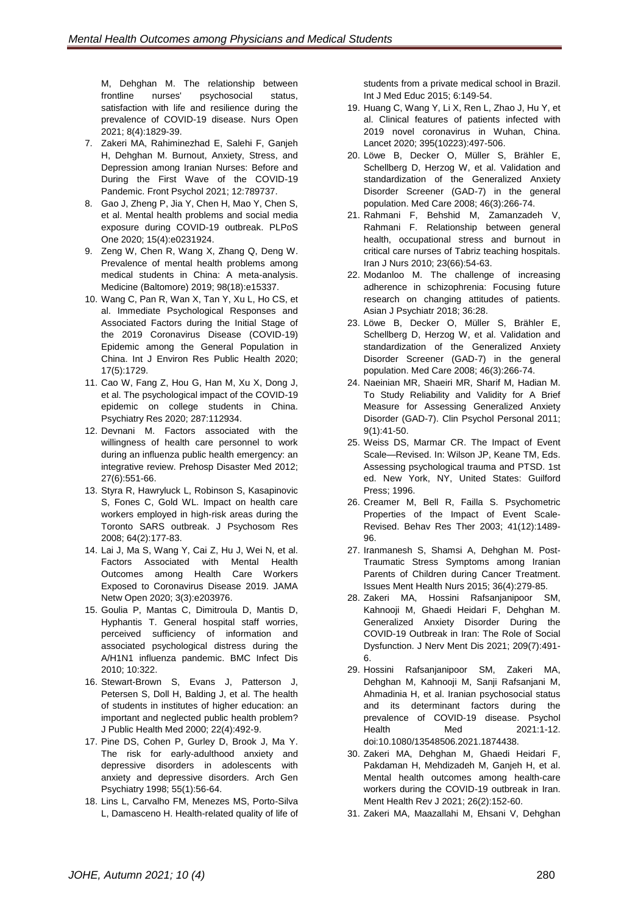M, Dehghan M. The relationship between frontline nurses' psychosocial status, satisfaction with life and resilience during the prevalence of COVID-19 disease. Nurs Open 2021; 8(4):1829-39.

7. Zakeri MA, Rahiminezhad E, Salehi F, Ganjeh H, Dehghan M. Burnout, Anxiety, Stress, and Depression among Iranian Nurses: Before and During the First Wave of the COVID-19 Pandemic. Front Psychol 2021; 12:789737.
8. Gao J, Zheng P, Jia Y, Chen H, Mao Y, Chen S, et al. Mental health problems and social media exposure during COVID-19 outbreak. PLPoS One 2020; 15(4):e0231924.
9. Zeng W, Chen R, Wang X, Zhang Q, Deng W. Prevalence of mental health problems among medical students in China: A meta-analysis. Medicine (Baltomore) 2019; 98(18):e15337.
10. Wang C, Pan R, Wan X, Tan Y, Xu L, Ho CS, et al. Immediate Psychological Responses and Associated Factors during the Initial Stage of the 2019 Coronavirus Disease (COVID-19) Epidemic among the General Population in China. Int J Environ Res Public Health 2020; 17(5):1729.
11. Cao W, Fang Z, Hou G, Han M, Xu X, Dong J, et al. The psychological impact of the COVID-19 epidemic on college students in China. Psychiatry Res 2020; 287:112934.
12. Devnani M. Factors associated with the willingness of health care personnel to work during an influenza public health emergency: an integrative review. Prehosp Disaster Med 2012; 27(6):551-66.
13. Styra R, Hawryluck L, Robinson S, Kasapinovic S, Fones C, Gold WL. Impact on health care workers employed in high-risk areas during the Toronto SARS outbreak. J Psychosom Res 2008; 64(2):177-83.
14. Lai J, Ma S, Wang Y, Cai Z, Hu J, Wei N, et al. Factors Associated with Mental Health Outcomes among Health Care Workers Exposed to Coronavirus Disease 2019. JAMA Netw Open 2020; 3(3):e203976.
15. Goulia P, Mantas C, Dimitroula D, Mantis D, Hyphantis T. General hospital staff worries, perceived sufficiency of information and associated psychological distress during the A/H1N1 influenza pandemic. BMC Infect Dis 2010; 10:322.
16. Stewart-Brown S, Evans J, Patterson J, Petersen S, Doll H, Balding J, et al. The health of students in institutes of higher education: an important and neglected public health problem? J Public Health Med 2000; 22(4):492-9.
17. Pine DS, Cohen P, Gurley D, Brook J, Ma Y. The risk for early-adulthood anxiety and depressive disorders in adolescents with anxiety and depressive disorders. Arch Gen Psychiatry 1998; 55(1):56-64.
18. Lins L, Carvalho FM, Menezes MS, Porto-Silva L, Damasceno H. Health-related quality of life of students from a private medical school in Brazil. Int J Med Educ 2015; 6:149-54.
19. Huang C, Wang Y, Li X, Ren L, Zhao J, Hu Y, et al. Clinical features of patients infected with 2019 novel coronavirus in Wuhan, China. Lancet 2020; 395(10223):497-506.
20. Löwe B, Decker O, Müller S, Brähler E, Schellberg D, Herzog W, et al. Validation and standardization of the Generalized Anxiety Disorder Screener (GAD-7) in the general population. Med Care 2008; 46(3):266-74.
21. Rahmani F, Behshid M, Zamanzadeh V, Rahmani F. Relationship between general health, occupational stress and burnout in critical care nurses of Tabriz teaching hospitals. Iran J Nurs 2010; 23(66):54-63.
22. Modanloo M. The challenge of increasing adherence in schizophrenia: Focusing future research on changing attitudes of patients. Asian J Psychiatr 2018; 36:28.
23. Löwe B, Decker O, Müller S, Brähler E, Schellberg D, Herzog W, et al. Validation and standardization of the Generalized Anxiety Disorder Screener (GAD-7) in the general population. Med Care 2008; 46(3):266-74.
24. Naeinian MR, Shaeiri MR, Sharif M, Hadian M. To Study Reliability and Validity for A Brief Measure for Assessing Generalized Anxiety Disorder (GAD-7). Clin Psychol Personal 2011; 9(1):41-50.
25. Weiss DS, Marmar CR. The Impact of Event Scale—Revised. In: Wilson JP, Keane TM, Eds. Assessing psychological trauma and PTSD. 1st ed. New York, NY, United States: Guilford Press; 1996.
26. Creamer M, Bell R, Failla S. Psychometric Properties of the Impact of Event Scale-Revised. Behav Res Ther 2003; 41(12):1489-96.
27. Iranmanesh S, Shamsi A, Dehghan M. Post-Traumatic Stress Symptoms among Iranian Parents of Children during Cancer Treatment. Issues Ment Health Nurs 2015; 36(4):279-85.
28. Zakeri MA, Hossini Rafsanjanipoor SM, Kahnooji M, Ghaedi Heidari F, Dehghan M. Generalized Anxiety Disorder During the COVID-19 Outbreak in Iran: The Role of Social Dysfunction. J Nerv Ment Dis 2021; 209(7):491-6.
29. Hossini Rafsanjanipoor SM, Zakeri MA, Dehghan M, Kahnooji M, Sanji Rafsanjani M, Ahmadinia H, et al. Iranian psychosocial status and its determinant factors during the prevalence of COVID-19 disease. Psychol Health Med 2021:1-12. doi:10.1080/13548506.2021.1874438.
30. Zakeri MA, Dehghan M, Ghaedi Heidari F, Pakdaman H, Mehdizadeh M, Ganjeh H, et al. Mental health outcomes among health-care workers during the COVID-19 outbreak in Iran. Ment Health Rev J 2021; 26(2):152-60.
31. Zakeri MA, Maazallahi M, Ehsani V, Dehghan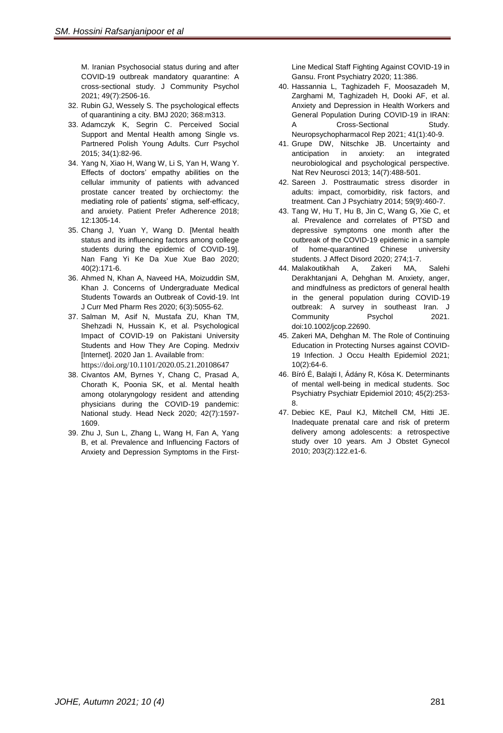M. Iranian Psychosocial status during and after COVID-19 outbreak mandatory quarantine: A cross-sectional study. J Community Psychol 2021; 49(7):2506-16.

32. Rubin GJ, Wessely S. The psychological effects of quarantining a city. BMJ 2020; 368:m313.
33. Adamczyk K, Segrin C. Perceived Social Support and Mental Health among Single vs. Partnered Polish Young Adults. Curr Psychol 2015; 34(1):82-96.
34. Yang N, Xiao H, Wang W, Li S, Yan H, Wang Y. Effects of doctors' empathy abilities on the cellular immunity of patients with advanced prostate cancer treated by orchiectomy: the mediating role of patients' stigma, self-efficacy, and anxiety. Patient Prefer Adherence 2018; 12:1305-14.
35. Chang J, Yuan Y, Wang D. [Mental health status and its influencing factors among college students during the epidemic of COVID-19]. Nan Fang Yi Ke Da Xue Xue Bao 2020; 40(2):171-6.
36. Ahmed N, Khan A, Naveed HA, Moizuddin SM, Khan J. Concerns of Undergraduate Medical Students Towards an Outbreak of Covid-19. Int J Curr Med Pharm Res 2020; 6(3):5055-62.
37. Salman M, Asif N, Mustafa ZU, Khan TM, Shehzadi N, Hussain K, et al. Psychological Impact of COVID-19 on Pakistani University Students and How They Are Coping. Medrxiv [Internet]. 2020 Jan 1. Available from: https://doi.org/10.1101/2020.05.21.20108647
38. Civantos AM, Byrnes Y, Chang C, Prasad A, Chorath K, Poonia SK, et al. Mental health among otolaryngology resident and attending physicians during the COVID-19 pandemic: National study. Head Neck 2020; 42(7):1597-1609.
39. Zhu J, Sun L, Zhang L, Wang H, Fan A, Yang B, et al. Prevalence and Influencing Factors of Anxiety and Depression Symptoms in the First-Line Medical Staff Fighting Against COVID-19 in Gansu. Front Psychiatry 2020; 11:386.
40. Hassannia L, Taghizadeh F, Moosazadeh M, Zarghami M, Taghizadeh H, Dooki AF, et al. Anxiety and Depression in Health Workers and General Population During COVID-19 in IRAN: A Cross-Sectional Study. Neuropsychopharmacol Rep 2021; 41(1):40-9.
41. Grupe DW, Nitschke JB. Uncertainty and anticipation in anxiety: an integrated neurobiological and psychological perspective. Nat Rev Neurosci 2013; 14(7):488-501.
42. Sareen J. Posttraumatic stress disorder in adults: impact, comorbidity, risk factors, and treatment. Can J Psychiatry 2014; 59(9):460-7.
43. Tang W, Hu T, Hu B, Jin C, Wang G, Xie C, et al. Prevalence and correlates of PTSD and depressive symptoms one month after the outbreak of the COVID-19 epidemic in a sample of home-quarantined Chinese university students. J Affect Disord 2020; 274;1-7.
44. Malakoutikhah A, Zakeri MA, Salehi Derakhtanjani A, Dehghan M. Anxiety, anger, and mindfulness as predictors of general health in the general population during COVID-19 outbreak: A survey in southeast Iran. J Community Psychol 2021. doi:10.1002/jcop.22690.
45. Zakeri MA, Dehghan M. The Role of Continuing Education in Protecting Nurses against COVID-19 Infection. J Occu Health Epidemiol 2021; 10(2):64-6.
46. Bíró É, Balajti I, Ádány R, Kósa K. Determinants of mental well-being in medical students. Soc Psychiatry Psychiatr Epidemiol 2010; 45(2):253-8.
47. Debiec KE, Paul KJ, Mitchell CM, Hitti JE. Inadequate prenatal care and risk of preterm delivery among adolescents: a retrospective study over 10 years. Am J Obstet Gynecol 2010; 203(2):122.e1-6.